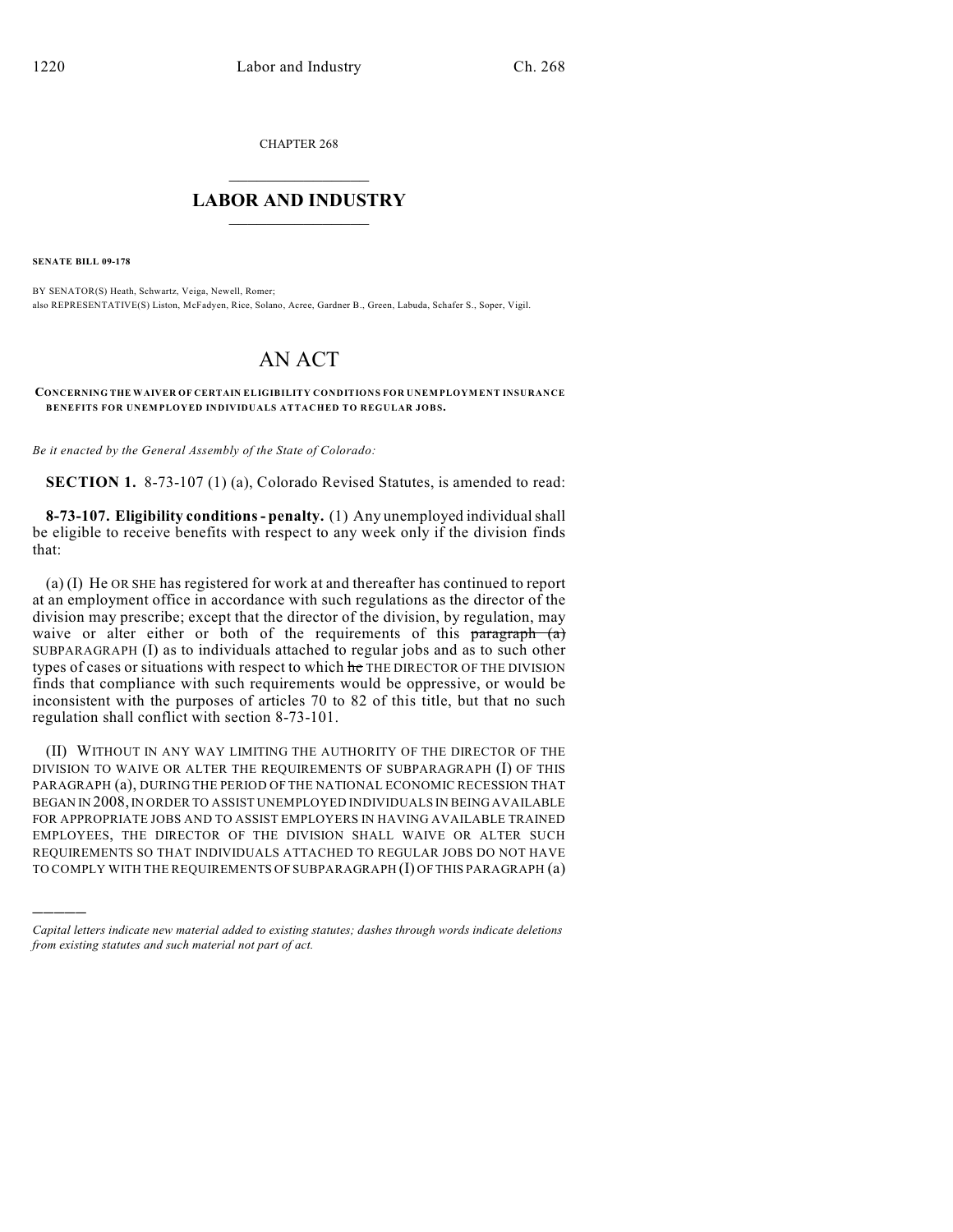CHAPTER 268

## LABOR AND INDUSTRY

**SENATE BILL 09-178**

BY SENATOR(S) Heath, Schwartz, Veiga, Newell, Romer;
also REPRESENTATIVE(S) Liston, McFadyen, Rice, Solano, Acree, Gardner B., Green, Labuda, Schafer S., Soper, Vigil.

# AN ACT

**CONCERNING THE WAIVER OF CERTAIN ELIGIBILITY CONDITIONS FOR UNEMPLOYMENT INSURANCE BENEFITS FOR UNEMPLOYED INDIVIDUALS ATTACHED TO REGULAR JOBS.**

*Be it enacted by the General Assembly of the State of Colorado:*

**SECTION 1.** 8-73-107 (1) (a), Colorado Revised Statutes, is amended to read:

**8-73-107. Eligibility conditions - penalty.** (1) Any unemployed individual shall be eligible to receive benefits with respect to any week only if the division finds that:

(a) (I) He OR SHE has registered for work at and thereafter has continued to report at an employment office in accordance with such regulations as the director of the division may prescribe; except that the director of the division, by regulation, may waive or alter either or both of the requirements of this ~~paragraph (a)~~ SUBPARAGRAPH (I) as to individuals attached to regular jobs and as to such other types of cases or situations with respect to which ~~he~~ THE DIRECTOR OF THE DIVISION finds that compliance with such requirements would be oppressive, or would be inconsistent with the purposes of articles 70 to 82 of this title, but that no such regulation shall conflict with section 8-73-101.

(II) WITHOUT IN ANY WAY LIMITING THE AUTHORITY OF THE DIRECTOR OF THE DIVISION TO WAIVE OR ALTER THE REQUIREMENTS OF SUBPARAGRAPH (I) OF THIS PARAGRAPH (a), DURING THE PERIOD OF THE NATIONAL ECONOMIC RECESSION THAT BEGAN IN 2008, IN ORDER TO ASSIST UNEMPLOYED INDIVIDUALS IN BEING AVAILABLE FOR APPROPRIATE JOBS AND TO ASSIST EMPLOYERS IN HAVING AVAILABLE TRAINED EMPLOYEES, THE DIRECTOR OF THE DIVISION SHALL WAIVE OR ALTER SUCH REQUIREMENTS SO THAT INDIVIDUALS ATTACHED TO REGULAR JOBS DO NOT HAVE TO COMPLY WITH THE REQUIREMENTS OF SUBPARAGRAPH (I) OF THIS PARAGRAPH (a)

---

*Capital letters indicate new material added to existing statutes; dashes through words indicate deletions from existing statutes and such material not part of act.*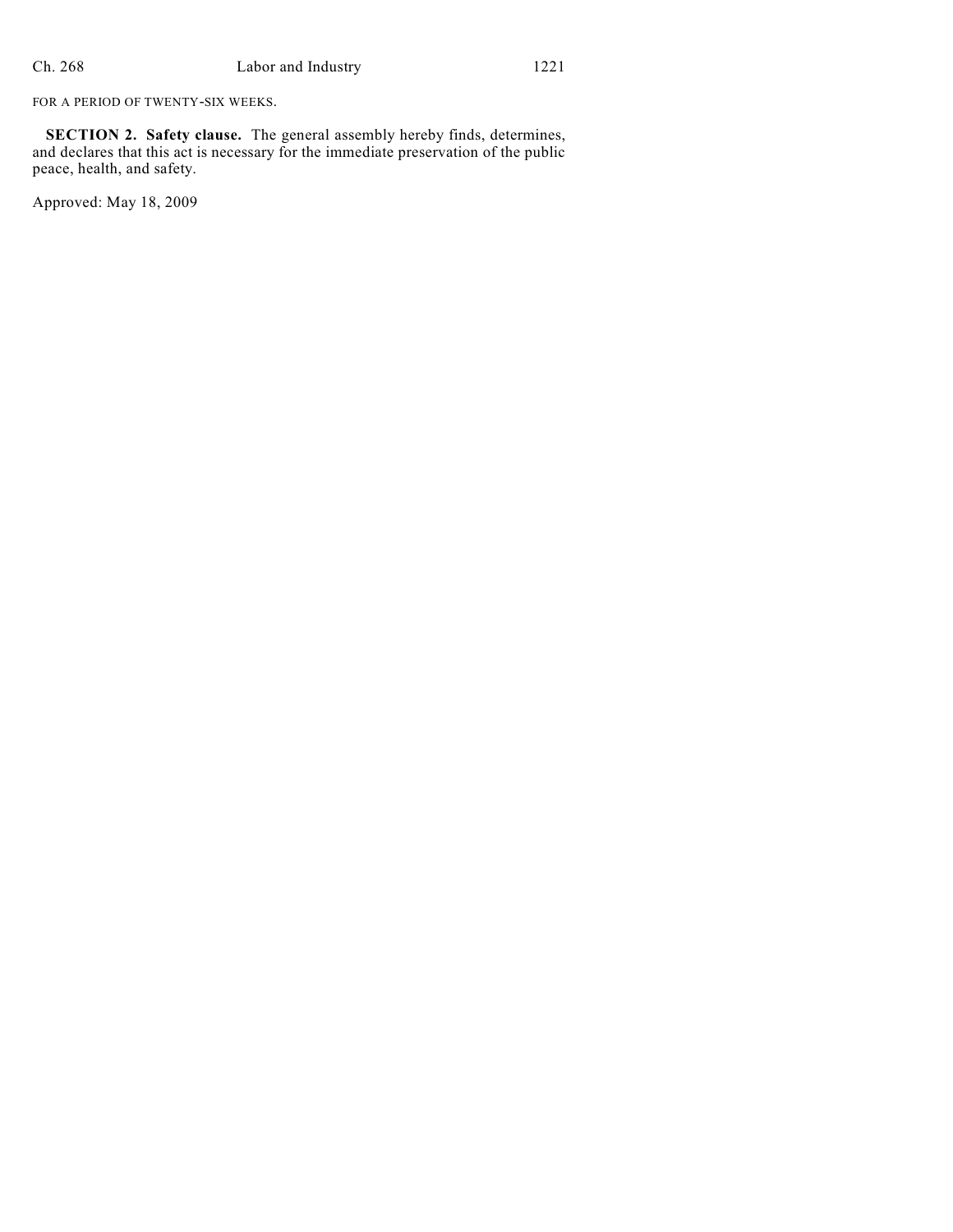FOR A PERIOD OF TWENTY-SIX WEEKS.

**SECTION 2. Safety clause.** The general assembly hereby finds, determines, and declares that this act is necessary for the immediate preservation of the public peace, health, and safety.

Approved: May 18, 2009